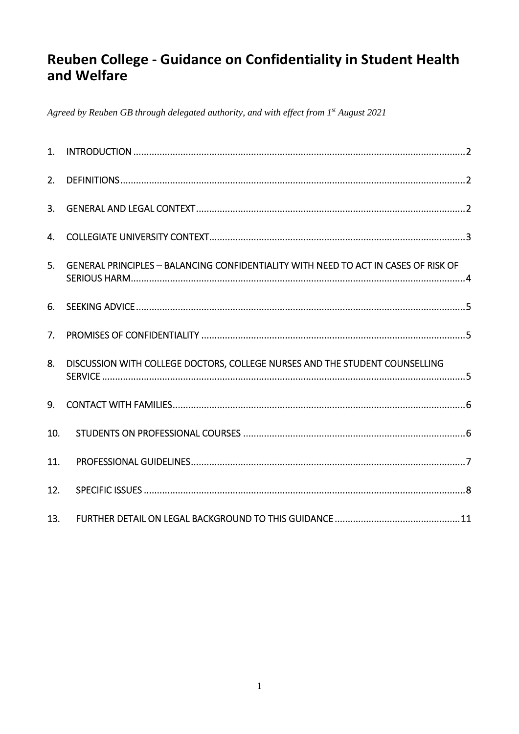# Reuben College - Guidance on Confidentiality in Student Health and Welfare

*Agreed by Reuben GB through delegated authority, and with effect from 1st August 2021*

1. INTRODUCTION ..... 2
2. DEFINITIONS ..... 2
3. GENERAL AND LEGAL CONTEXT ..... 2
4. COLLEGIATE UNIVERSITY CONTEXT ..... 3
5. GENERAL PRINCIPLES – BALANCING CONFIDENTIALITY WITH NEED TO ACT IN CASES OF RISK OF SERIOUS HARM ..... 4
6. SEEKING ADVICE ..... 5
7. PROMISES OF CONFIDENTIALITY ..... 5
8. DISCUSSION WITH COLLEGE DOCTORS, COLLEGE NURSES AND THE STUDENT COUNSELLING SERVICE ..... 5
9. CONTACT WITH FAMILIES ..... 6
10. STUDENTS ON PROFESSIONAL COURSES ..... 6
11. PROFESSIONAL GUIDELINES ..... 7
12. SPECIFIC ISSUES ..... 8
13. FURTHER DETAIL ON LEGAL BACKGROUND TO THIS GUIDANCE ..... 11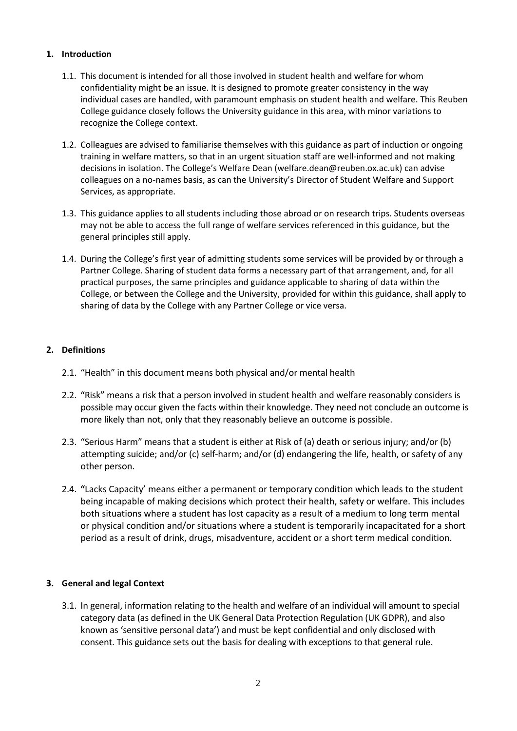## 1. Introduction

1.1. This document is intended for all those involved in student health and welfare for whom confidentiality might be an issue. It is designed to promote greater consistency in the way individual cases are handled, with paramount emphasis on student health and welfare. This Reuben College guidance closely follows the University guidance in this area, with minor variations to recognize the College context.

1.2. Colleagues are advised to familiarise themselves with this guidance as part of induction or ongoing training in welfare matters, so that in an urgent situation staff are well-informed and not making decisions in isolation. The College's Welfare Dean (welfare.dean@reuben.ox.ac.uk) can advise colleagues on a no-names basis, as can the University's Director of Student Welfare and Support Services, as appropriate.

1.3. This guidance applies to all students including those abroad or on research trips. Students overseas may not be able to access the full range of welfare services referenced in this guidance, but the general principles still apply.

1.4. During the College's first year of admitting students some services will be provided by or through a Partner College. Sharing of student data forms a necessary part of that arrangement, and, for all practical purposes, the same principles and guidance applicable to sharing of data within the College, or between the College and the University, provided for within this guidance, shall apply to sharing of data by the College with any Partner College or vice versa.

## 2. Definitions

2.1. "Health" in this document means both physical and/or mental health

2.2. "Risk" means a risk that a person involved in student health and welfare reasonably considers is possible may occur given the facts within their knowledge. They need not conclude an outcome is more likely than not, only that they reasonably believe an outcome is possible.

2.3. "Serious Harm" means that a student is either at Risk of (a) death or serious injury; and/or (b) attempting suicide; and/or (c) self-harm; and/or (d) endangering the life, health, or safety of any other person.

2.4. "Lacks Capacity' means either a permanent or temporary condition which leads to the student being incapable of making decisions which protect their health, safety or welfare. This includes both situations where a student has lost capacity as a result of a medium to long term mental or physical condition and/or situations where a student is temporarily incapacitated for a short period as a result of drink, drugs, misadventure, accident or a short term medical condition.

## 3. General and legal Context

3.1. In general, information relating to the health and welfare of an individual will amount to special category data (as defined in the UK General Data Protection Regulation (UK GDPR), and also known as 'sensitive personal data') and must be kept confidential and only disclosed with consent. This guidance sets out the basis for dealing with exceptions to that general rule.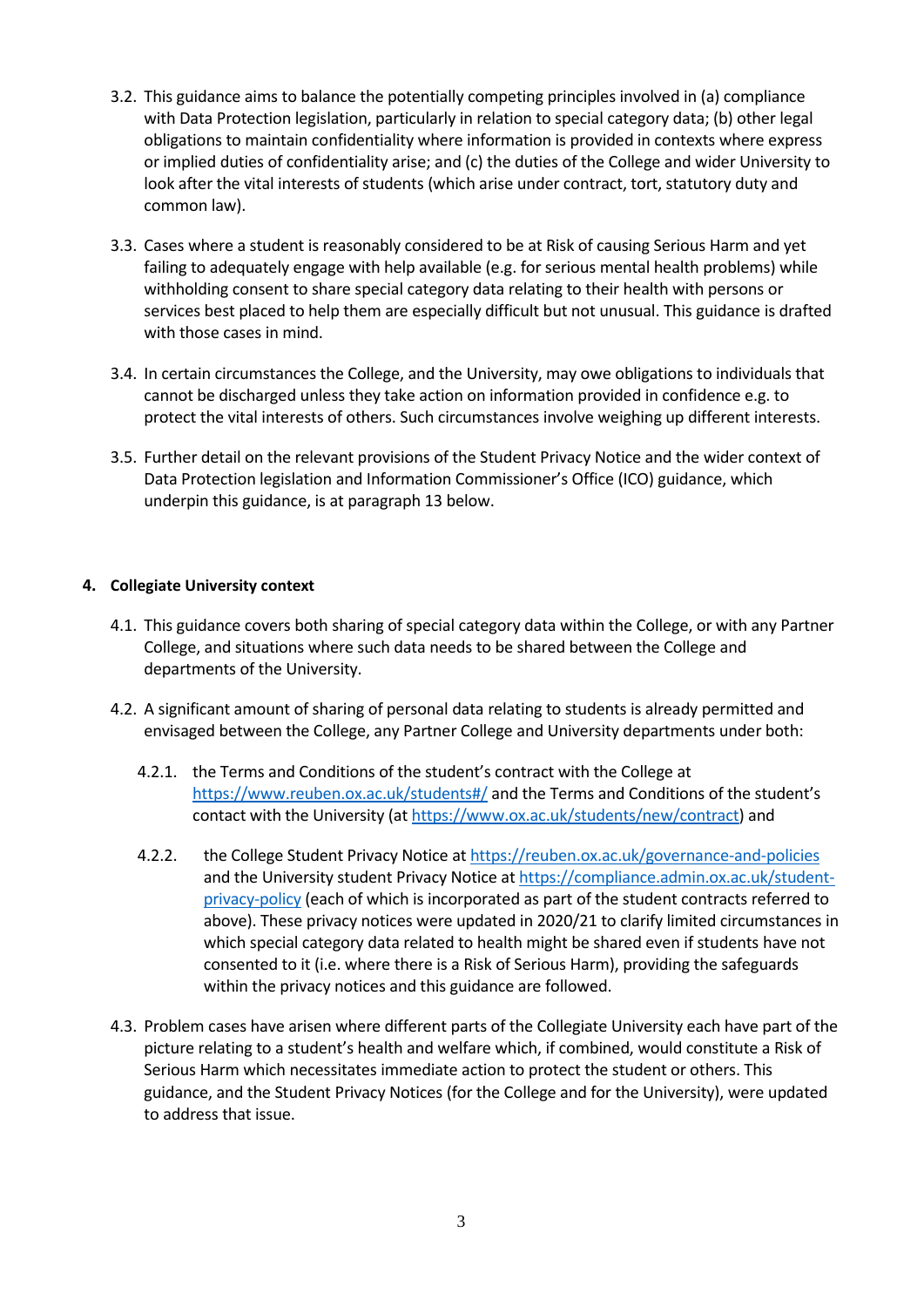3.2. This guidance aims to balance the potentially competing principles involved in (a) compliance with Data Protection legislation, particularly in relation to special category data; (b) other legal obligations to maintain confidentiality where information is provided in contexts where express or implied duties of confidentiality arise; and (c) the duties of the College and wider University to look after the vital interests of students (which arise under contract, tort, statutory duty and common law).

3.3. Cases where a student is reasonably considered to be at Risk of causing Serious Harm and yet failing to adequately engage with help available (e.g. for serious mental health problems) while withholding consent to share special category data relating to their health with persons or services best placed to help them are especially difficult but not unusual. This guidance is drafted with those cases in mind.

3.4. In certain circumstances the College, and the University, may owe obligations to individuals that cannot be discharged unless they take action on information provided in confidence e.g. to protect the vital interests of others. Such circumstances involve weighing up different interests.

3.5. Further detail on the relevant provisions of the Student Privacy Notice and the wider context of Data Protection legislation and Information Commissioner's Office (ICO) guidance, which underpin this guidance, is at paragraph 13 below.

## 4. Collegiate University context

4.1. This guidance covers both sharing of special category data within the College, or with any Partner College, and situations where such data needs to be shared between the College and departments of the University.

4.2. A significant amount of sharing of personal data relating to students is already permitted and envisaged between the College, any Partner College and University departments under both:

4.2.1. the Terms and Conditions of the student's contract with the College at https://www.reuben.ox.ac.uk/students#/ and the Terms and Conditions of the student's contact with the University (at https://www.ox.ac.uk/students/new/contract) and

4.2.2. the College Student Privacy Notice at https://reuben.ox.ac.uk/governance-and-policies and the University student Privacy Notice at https://compliance.admin.ox.ac.uk/student-privacy-policy (each of which is incorporated as part of the student contracts referred to above). These privacy notices were updated in 2020/21 to clarify limited circumstances in which special category data related to health might be shared even if students have not consented to it (i.e. where there is a Risk of Serious Harm), providing the safeguards within the privacy notices and this guidance are followed.

4.3. Problem cases have arisen where different parts of the Collegiate University each have part of the picture relating to a student's health and welfare which, if combined, would constitute a Risk of Serious Harm which necessitates immediate action to protect the student or others. This guidance, and the Student Privacy Notices (for the College and for the University), were updated to address that issue.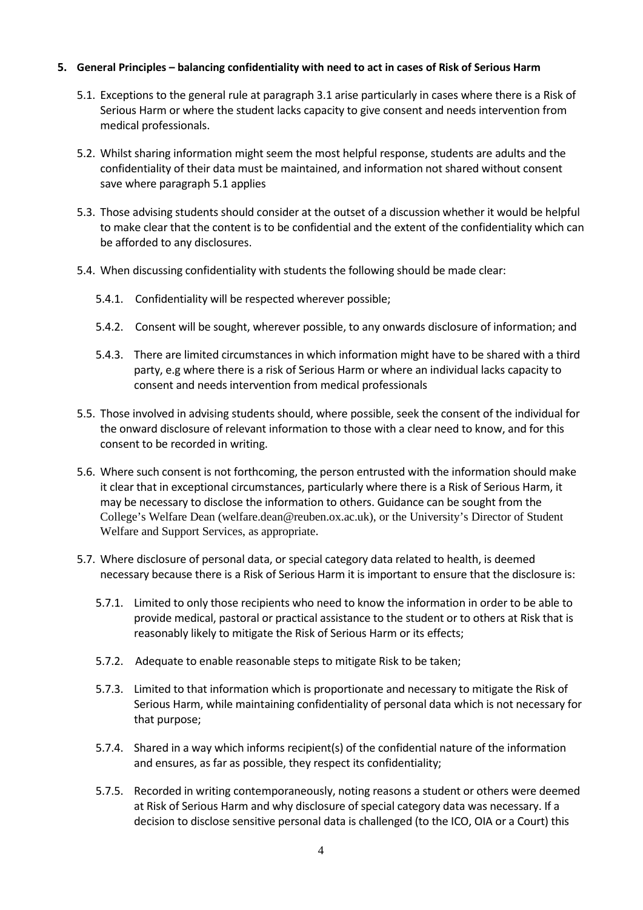## 5. General Principles – balancing confidentiality with need to act in cases of Risk of Serious Harm

5.1. Exceptions to the general rule at paragraph 3.1 arise particularly in cases where there is a Risk of Serious Harm or where the student lacks capacity to give consent and needs intervention from medical professionals.

5.2. Whilst sharing information might seem the most helpful response, students are adults and the confidentiality of their data must be maintained, and information not shared without consent save where paragraph 5.1 applies

5.3. Those advising students should consider at the outset of a discussion whether it would be helpful to make clear that the content is to be confidential and the extent of the confidentiality which can be afforded to any disclosures.

5.4. When discussing confidentiality with students the following should be made clear:

5.4.1. Confidentiality will be respected wherever possible;

5.4.2. Consent will be sought, wherever possible, to any onwards disclosure of information; and

5.4.3. There are limited circumstances in which information might have to be shared with a third party, e.g where there is a risk of Serious Harm or where an individual lacks capacity to consent and needs intervention from medical professionals

5.5. Those involved in advising students should, where possible, seek the consent of the individual for the onward disclosure of relevant information to those with a clear need to know, and for this consent to be recorded in writing.

5.6. Where such consent is not forthcoming, the person entrusted with the information should make it clear that in exceptional circumstances, particularly where there is a Risk of Serious Harm, it may be necessary to disclose the information to others. Guidance can be sought from the College's Welfare Dean (welfare.dean@reuben.ox.ac.uk), or the University's Director of Student Welfare and Support Services, as appropriate.

5.7. Where disclosure of personal data, or special category data related to health, is deemed necessary because there is a Risk of Serious Harm it is important to ensure that the disclosure is:

5.7.1. Limited to only those recipients who need to know the information in order to be able to provide medical, pastoral or practical assistance to the student or to others at Risk that is reasonably likely to mitigate the Risk of Serious Harm or its effects;

5.7.2. Adequate to enable reasonable steps to mitigate Risk to be taken;

5.7.3. Limited to that information which is proportionate and necessary to mitigate the Risk of Serious Harm, while maintaining confidentiality of personal data which is not necessary for that purpose;

5.7.4. Shared in a way which informs recipient(s) of the confidential nature of the information and ensures, as far as possible, they respect its confidentiality;

5.7.5. Recorded in writing contemporaneously, noting reasons a student or others were deemed at Risk of Serious Harm and why disclosure of special category data was necessary. If a decision to disclose sensitive personal data is challenged (to the ICO, OIA or a Court) this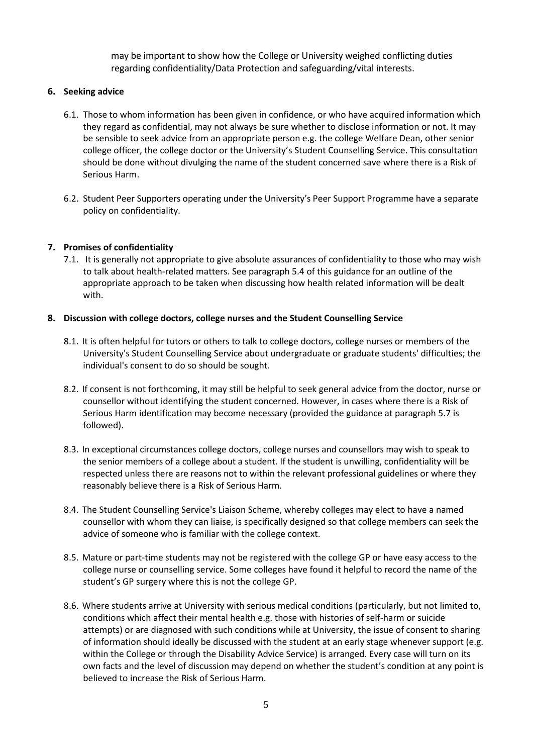may be important to show how the College or University weighed conflicting duties regarding confidentiality/Data Protection and safeguarding/vital interests.

## 6. Seeking advice

6.1. Those to whom information has been given in confidence, or who have acquired information which they regard as confidential, may not always be sure whether to disclose information or not. It may be sensible to seek advice from an appropriate person e.g. the college Welfare Dean, other senior college officer, the college doctor or the University's Student Counselling Service. This consultation should be done without divulging the name of the student concerned save where there is a Risk of Serious Harm.

6.2. Student Peer Supporters operating under the University's Peer Support Programme have a separate policy on confidentiality.

## 7. Promises of confidentiality

7.1. It is generally not appropriate to give absolute assurances of confidentiality to those who may wish to talk about health-related matters. See paragraph 5.4 of this guidance for an outline of the appropriate approach to be taken when discussing how health related information will be dealt with.

## 8. Discussion with college doctors, college nurses and the Student Counselling Service

8.1. It is often helpful for tutors or others to talk to college doctors, college nurses or members of the University's Student Counselling Service about undergraduate or graduate students' difficulties; the individual's consent to do so should be sought.

8.2. If consent is not forthcoming, it may still be helpful to seek general advice from the doctor, nurse or counsellor without identifying the student concerned. However, in cases where there is a Risk of Serious Harm identification may become necessary (provided the guidance at paragraph 5.7 is followed).

8.3. In exceptional circumstances college doctors, college nurses and counsellors may wish to speak to the senior members of a college about a student. If the student is unwilling, confidentiality will be respected unless there are reasons not to within the relevant professional guidelines or where they reasonably believe there is a Risk of Serious Harm.

8.4. The Student Counselling Service's Liaison Scheme, whereby colleges may elect to have a named counsellor with whom they can liaise, is specifically designed so that college members can seek the advice of someone who is familiar with the college context.

8.5. Mature or part-time students may not be registered with the college GP or have easy access to the college nurse or counselling service. Some colleges have found it helpful to record the name of the student's GP surgery where this is not the college GP.

8.6. Where students arrive at University with serious medical conditions (particularly, but not limited to, conditions which affect their mental health e.g. those with histories of self-harm or suicide attempts) or are diagnosed with such conditions while at University, the issue of consent to sharing of information should ideally be discussed with the student at an early stage whenever support (e.g. within the College or through the Disability Advice Service) is arranged. Every case will turn on its own facts and the level of discussion may depend on whether the student's condition at any point is believed to increase the Risk of Serious Harm.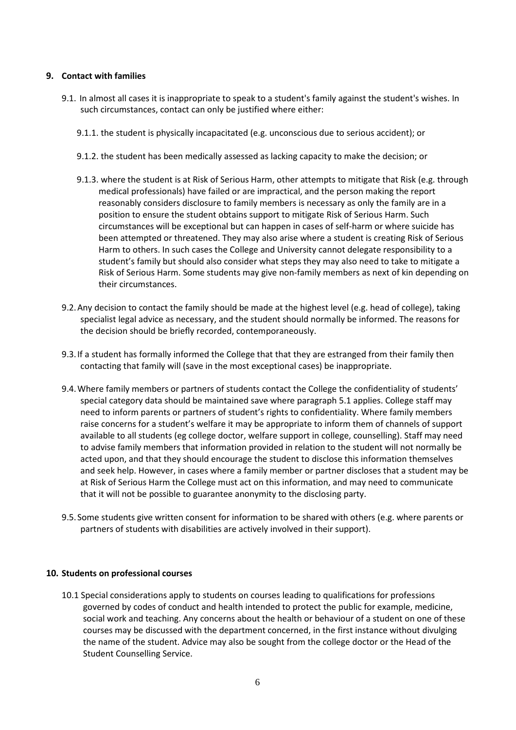## 9. Contact with families

9.1. In almost all cases it is inappropriate to speak to a student's family against the student's wishes. In such circumstances, contact can only be justified where either:

9.1.1. the student is physically incapacitated (e.g. unconscious due to serious accident); or

9.1.2. the student has been medically assessed as lacking capacity to make the decision; or

9.1.3. where the student is at Risk of Serious Harm, other attempts to mitigate that Risk (e.g. through medical professionals) have failed or are impractical, and the person making the report reasonably considers disclosure to family members is necessary as only the family are in a position to ensure the student obtains support to mitigate Risk of Serious Harm. Such circumstances will be exceptional but can happen in cases of self-harm or where suicide has been attempted or threatened. They may also arise where a student is creating Risk of Serious Harm to others. In such cases the College and University cannot delegate responsibility to a student's family but should also consider what steps they may also need to take to mitigate a Risk of Serious Harm. Some students may give non-family members as next of kin depending on their circumstances.

9.2. Any decision to contact the family should be made at the highest level (e.g. head of college), taking specialist legal advice as necessary, and the student should normally be informed. The reasons for the decision should be briefly recorded, contemporaneously.

9.3. If a student has formally informed the College that that they are estranged from their family then contacting that family will (save in the most exceptional cases) be inappropriate.

9.4. Where family members or partners of students contact the College the confidentiality of students' special category data should be maintained save where paragraph 5.1 applies. College staff may need to inform parents or partners of student's rights to confidentiality. Where family members raise concerns for a student's welfare it may be appropriate to inform them of channels of support available to all students (eg college doctor, welfare support in college, counselling). Staff may need to advise family members that information provided in relation to the student will not normally be acted upon, and that they should encourage the student to disclose this information themselves and seek help. However, in cases where a family member or partner discloses that a student may be at Risk of Serious Harm the College must act on this information, and may need to communicate that it will not be possible to guarantee anonymity to the disclosing party.

9.5. Some students give written consent for information to be shared with others (e.g. where parents or partners of students with disabilities are actively involved in their support).

## 10. Students on professional courses

10.1 Special considerations apply to students on courses leading to qualifications for professions governed by codes of conduct and health intended to protect the public for example, medicine, social work and teaching. Any concerns about the health or behaviour of a student on one of these courses may be discussed with the department concerned, in the first instance without divulging the name of the student. Advice may also be sought from the college doctor or the Head of the Student Counselling Service.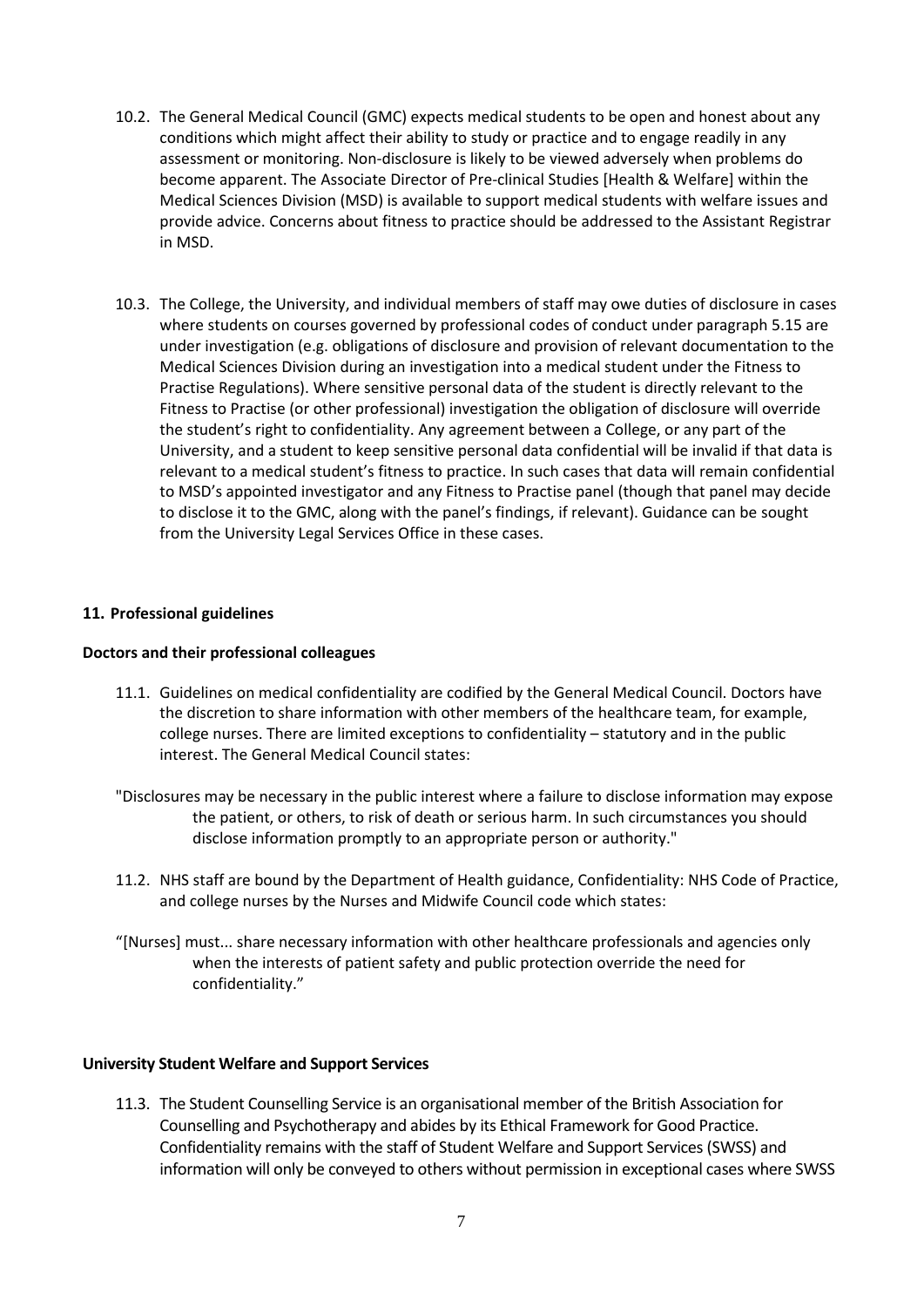10.2. The General Medical Council (GMC) expects medical students to be open and honest about any conditions which might affect their ability to study or practice and to engage readily in any assessment or monitoring. Non-disclosure is likely to be viewed adversely when problems do become apparent. The Associate Director of Pre-clinical Studies [Health & Welfare] within the Medical Sciences Division (MSD) is available to support medical students with welfare issues and provide advice. Concerns about fitness to practice should be addressed to the Assistant Registrar in MSD.

10.3. The College, the University, and individual members of staff may owe duties of disclosure in cases where students on courses governed by professional codes of conduct under paragraph 5.15 are under investigation (e.g. obligations of disclosure and provision of relevant documentation to the Medical Sciences Division during an investigation into a medical student under the Fitness to Practise Regulations). Where sensitive personal data of the student is directly relevant to the Fitness to Practise (or other professional) investigation the obligation of disclosure will override the student's right to confidentiality. Any agreement between a College, or any part of the University, and a student to keep sensitive personal data confidential will be invalid if that data is relevant to a medical student's fitness to practice. In such cases that data will remain confidential to MSD's appointed investigator and any Fitness to Practise panel (though that panel may decide to disclose it to the GMC, along with the panel's findings, if relevant). Guidance can be sought from the University Legal Services Office in these cases.

## 11. Professional guidelines

### Doctors and their professional colleagues

11.1. Guidelines on medical confidentiality are codified by the General Medical Council. Doctors have the discretion to share information with other members of the healthcare team, for example, college nurses. There are limited exceptions to confidentiality – statutory and in the public interest. The General Medical Council states:

> "Disclosures may be necessary in the public interest where a failure to disclose information may expose the patient, or others, to risk of death or serious harm. In such circumstances you should disclose information promptly to an appropriate person or authority."

11.2. NHS staff are bound by the Department of Health guidance, Confidentiality: NHS Code of Practice, and college nurses by the Nurses and Midwife Council code which states:

> "[Nurses] must... share necessary information with other healthcare professionals and agencies only when the interests of patient safety and public protection override the need for confidentiality."

### University Student Welfare and Support Services

11.3. The Student Counselling Service is an organisational member of the British Association for Counselling and Psychotherapy and abides by its Ethical Framework for Good Practice. Confidentiality remains with the staff of Student Welfare and Support Services (SWSS) and information will only be conveyed to others without permission in exceptional cases where SWSS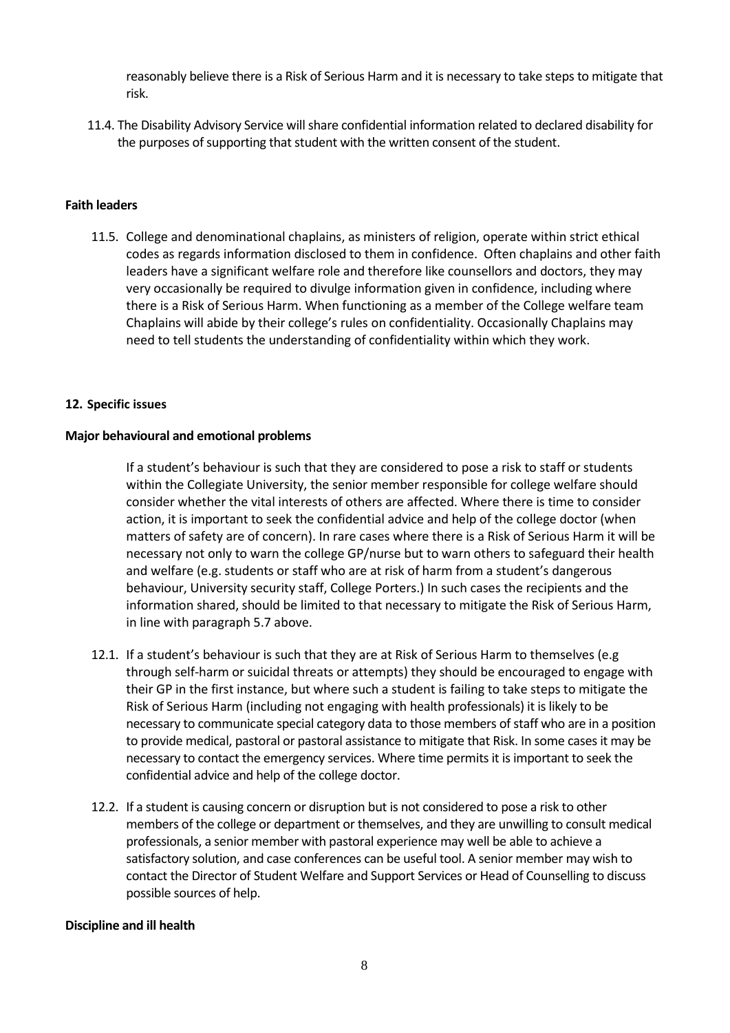reasonably believe there is a Risk of Serious Harm and it is necessary to take steps to mitigate that risk.

11.4. The Disability Advisory Service will share confidential information related to declared disability for the purposes of supporting that student with the written consent of the student.

**Faith leaders**

11.5. College and denominational chaplains, as ministers of religion, operate within strict ethical codes as regards information disclosed to them in confidence. Often chaplains and other faith leaders have a significant welfare role and therefore like counsellors and doctors, they may very occasionally be required to divulge information given in confidence, including where there is a Risk of Serious Harm. When functioning as a member of the College welfare team Chaplains will abide by their college's rules on confidentiality. Occasionally Chaplains may need to tell students the understanding of confidentiality within which they work.

**12. Specific issues**

**Major behavioural and emotional problems**

If a student's behaviour is such that they are considered to pose a risk to staff or students within the Collegiate University, the senior member responsible for college welfare should consider whether the vital interests of others are affected. Where there is time to consider action, it is important to seek the confidential advice and help of the college doctor (when matters of safety are of concern). In rare cases where there is a Risk of Serious Harm it will be necessary not only to warn the college GP/nurse but to warn others to safeguard their health and welfare (e.g. students or staff who are at risk of harm from a student's dangerous behaviour, University security staff, College Porters.) In such cases the recipients and the information shared, should be limited to that necessary to mitigate the Risk of Serious Harm, in line with paragraph 5.7 above.

12.1. If a student's behaviour is such that they are at Risk of Serious Harm to themselves (e.g through self-harm or suicidal threats or attempts) they should be encouraged to engage with their GP in the first instance, but where such a student is failing to take steps to mitigate the Risk of Serious Harm (including not engaging with health professionals) it is likely to be necessary to communicate special category data to those members of staff who are in a position to provide medical, pastoral or pastoral assistance to mitigate that Risk. In some cases it may be necessary to contact the emergency services. Where time permits it is important to seek the confidential advice and help of the college doctor.

12.2. If a student is causing concern or disruption but is not considered to pose a risk to other members of the college or department or themselves, and they are unwilling to consult medical professionals, a senior member with pastoral experience may well be able to achieve a satisfactory solution, and case conferences can be useful tool. A senior member may wish to contact the Director of Student Welfare and Support Services or Head of Counselling to discuss possible sources of help.

**Discipline and ill health**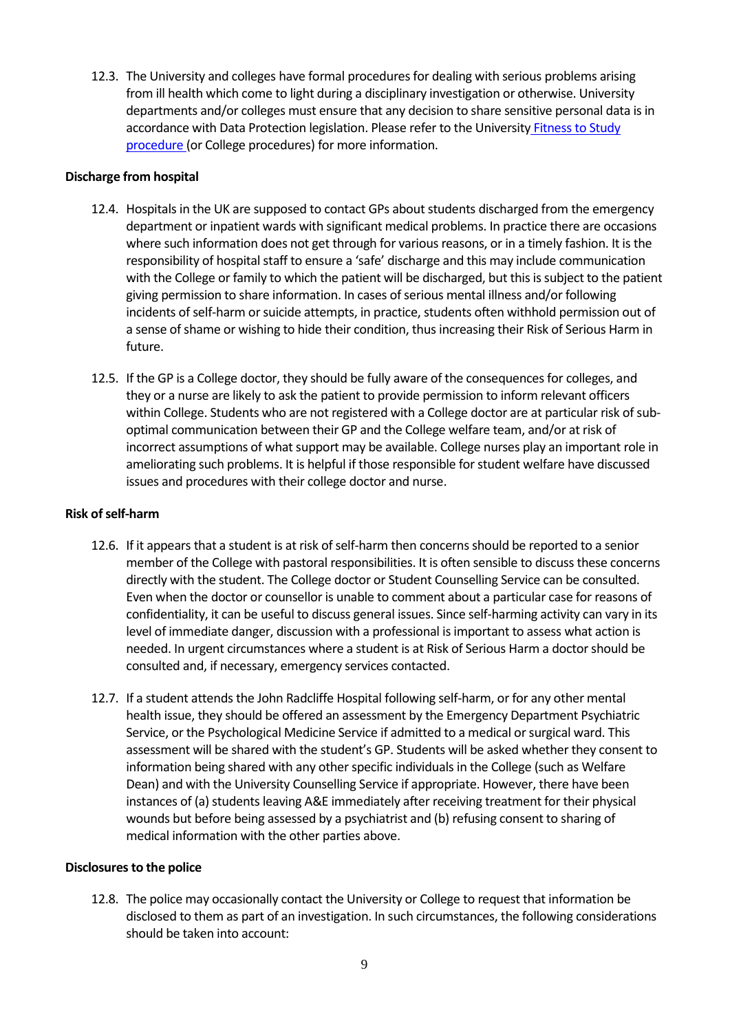12.3. The University and colleges have formal procedures for dealing with serious problems arising from ill health which come to light during a disciplinary investigation or otherwise. University departments and/or colleges must ensure that any decision to share sensitive personal data is in accordance with Data Protection legislation. Please refer to the University [Fitness to Study procedure](#) (or College procedures) for more information.

**Discharge from hospital**

12.4. Hospitals in the UK are supposed to contact GPs about students discharged from the emergency department or inpatient wards with significant medical problems. In practice there are occasions where such information does not get through for various reasons, or in a timely fashion. It is the responsibility of hospital staff to ensure a 'safe' discharge and this may include communication with the College or family to which the patient will be discharged, but this is subject to the patient giving permission to share information. In cases of serious mental illness and/or following incidents of self-harm or suicide attempts, in practice, students often withhold permission out of a sense of shame or wishing to hide their condition, thus increasing their Risk of Serious Harm in future.

12.5. If the GP is a College doctor, they should be fully aware of the consequences for colleges, and they or a nurse are likely to ask the patient to provide permission to inform relevant officers within College. Students who are not registered with a College doctor are at particular risk of sub-optimal communication between their GP and the College welfare team, and/or at risk of incorrect assumptions of what support may be available. College nurses play an important role in ameliorating such problems. It is helpful if those responsible for student welfare have discussed issues and procedures with their college doctor and nurse.

**Risk of self-harm**

12.6. If it appears that a student is at risk of self-harm then concerns should be reported to a senior member of the College with pastoral responsibilities. It is often sensible to discuss these concerns directly with the student. The College doctor or Student Counselling Service can be consulted. Even when the doctor or counsellor is unable to comment about a particular case for reasons of confidentiality, it can be useful to discuss general issues. Since self-harming activity can vary in its level of immediate danger, discussion with a professional is important to assess what action is needed. In urgent circumstances where a student is at Risk of Serious Harm a doctor should be consulted and, if necessary, emergency services contacted.

12.7. If a student attends the John Radcliffe Hospital following self-harm, or for any other mental health issue, they should be offered an assessment by the Emergency Department Psychiatric Service, or the Psychological Medicine Service if admitted to a medical or surgical ward. This assessment will be shared with the student's GP. Students will be asked whether they consent to information being shared with any other specific individuals in the College (such as Welfare Dean) and with the University Counselling Service if appropriate. However, there have been instances of (a) students leaving A&E immediately after receiving treatment for their physical wounds but before being assessed by a psychiatrist and (b) refusing consent to sharing of medical information with the other parties above.

**Disclosures to the police**

12.8. The police may occasionally contact the University or College to request that information be disclosed to them as part of an investigation. In such circumstances, the following considerations should be taken into account: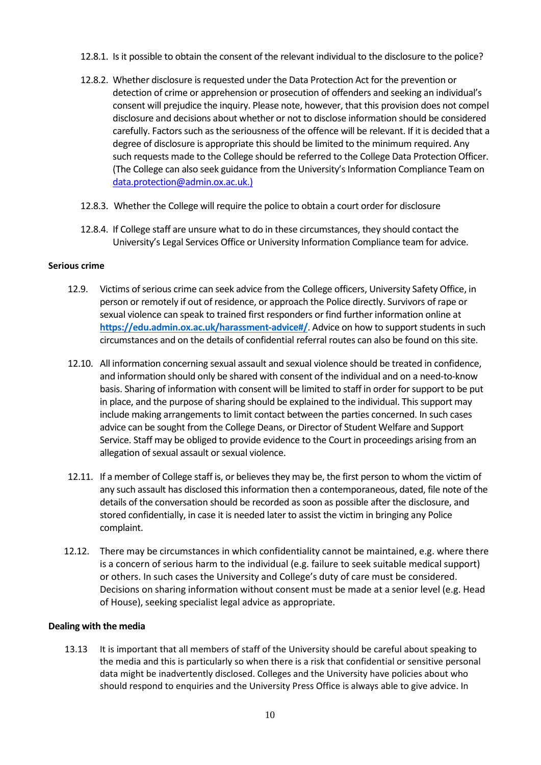12.8.1. Is it possible to obtain the consent of the relevant individual to the disclosure to the police?

12.8.2. Whether disclosure is requested under the Data Protection Act for the prevention or detection of crime or apprehension or prosecution of offenders and seeking an individual's consent will prejudice the inquiry. Please note, however, that this provision does not compel disclosure and decisions about whether or not to disclose information should be considered carefully. Factors such as the seriousness of the offence will be relevant. If it is decided that a degree of disclosure is appropriate this should be limited to the minimum required. Any such requests made to the College should be referred to the College Data Protection Officer. (The College can also seek guidance from the University's Information Compliance Team on data.protection@admin.ox.ac.uk.)

12.8.3. Whether the College will require the police to obtain a court order for disclosure

12.8.4. If College staff are unsure what to do in these circumstances, they should contact the University's Legal Services Office or University Information Compliance team for advice.

**Serious crime**

12.9. Victims of serious crime can seek advice from the College officers, University Safety Office, in person or remotely if out of residence, or approach the Police directly. Survivors of rape or sexual violence can speak to trained first responders or find further information online at **https://edu.admin.ox.ac.uk/harassment-advice#/**. Advice on how to support students in such circumstances and on the details of confidential referral routes can also be found on this site.

12.10. All information concerning sexual assault and sexual violence should be treated in confidence, and information should only be shared with consent of the individual and on a need-to-know basis. Sharing of information with consent will be limited to staff in order for support to be put in place, and the purpose of sharing should be explained to the individual. This support may include making arrangements to limit contact between the parties concerned. In such cases advice can be sought from the College Deans, or Director of Student Welfare and Support Service. Staff may be obliged to provide evidence to the Court in proceedings arising from an allegation of sexual assault or sexual violence.

12.11. If a member of College staff is, or believes they may be, the first person to whom the victim of any such assault has disclosed this information then a contemporaneous, dated, file note of the details of the conversation should be recorded as soon as possible after the disclosure, and stored confidentially, in case it is needed later to assist the victim in bringing any Police complaint.

12.12. There may be circumstances in which confidentiality cannot be maintained, e.g. where there is a concern of serious harm to the individual (e.g. failure to seek suitable medical support) or others. In such cases the University and College's duty of care must be considered. Decisions on sharing information without consent must be made at a senior level (e.g. Head of House), seeking specialist legal advice as appropriate.

**Dealing with the media**

13.13 It is important that all members of staff of the University should be careful about speaking to the media and this is particularly so when there is a risk that confidential or sensitive personal data might be inadvertently disclosed. Colleges and the University have policies about who should respond to enquiries and the University Press Office is always able to give advice. In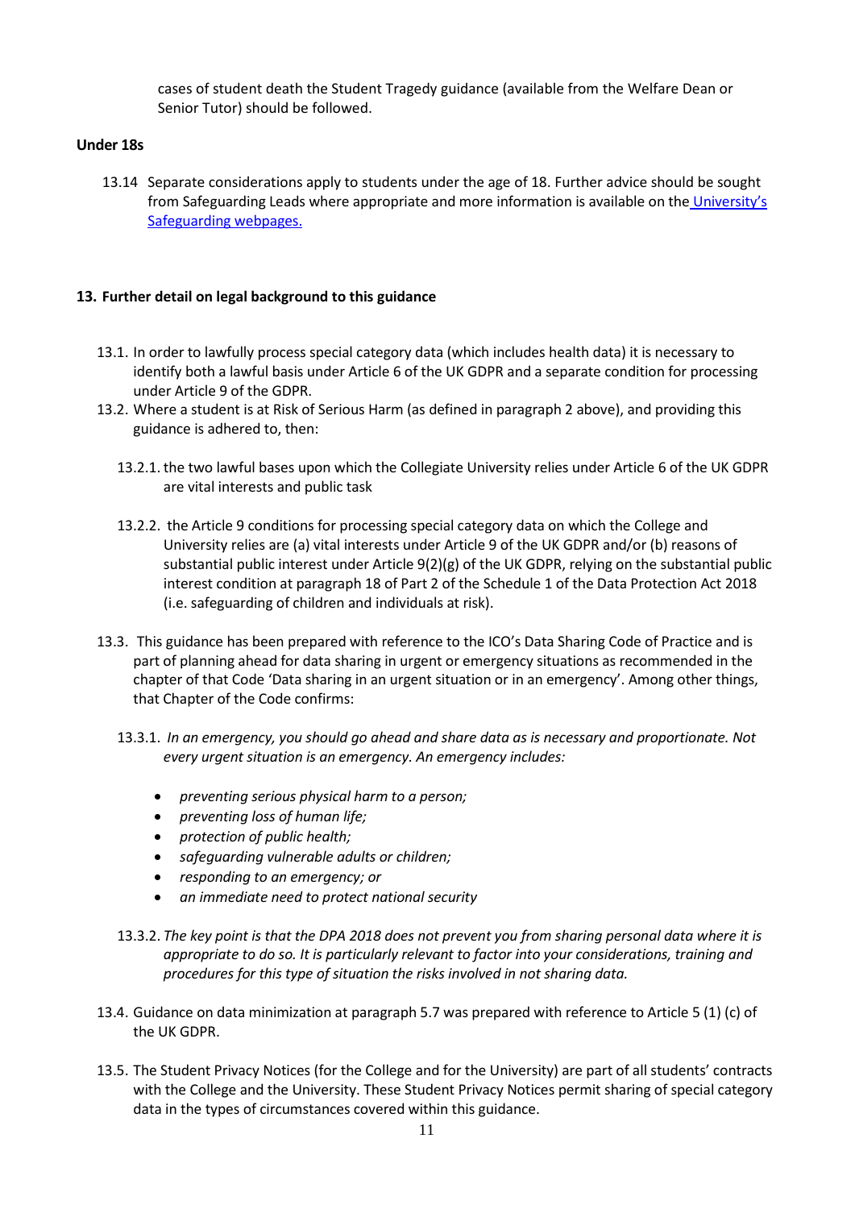cases of student death the Student Tragedy guidance (available from the Welfare Dean or Senior Tutor) should be followed.

### Under 18s

13.14 Separate considerations apply to students under the age of 18. Further advice should be sought from Safeguarding Leads where appropriate and more information is available on the [University's Safeguarding webpages.]()

## 13. Further detail on legal background to this guidance

13.1. In order to lawfully process special category data (which includes health data) it is necessary to identify both a lawful basis under Article 6 of the UK GDPR and a separate condition for processing under Article 9 of the GDPR.

13.2. Where a student is at Risk of Serious Harm (as defined in paragraph 2 above), and providing this guidance is adhered to, then:

13.2.1. the two lawful bases upon which the Collegiate University relies under Article 6 of the UK GDPR are vital interests and public task

13.2.2. the Article 9 conditions for processing special category data on which the College and University relies are (a) vital interests under Article 9 of the UK GDPR and/or (b) reasons of substantial public interest under Article 9(2)(g) of the UK GDPR, relying on the substantial public interest condition at paragraph 18 of Part 2 of the Schedule 1 of the Data Protection Act 2018 (i.e. safeguarding of children and individuals at risk).

13.3. This guidance has been prepared with reference to the ICO's Data Sharing Code of Practice and is part of planning ahead for data sharing in urgent or emergency situations as recommended in the chapter of that Code 'Data sharing in an urgent situation or in an emergency'. Among other things, that Chapter of the Code confirms:

13.3.1. *In an emergency, you should go ahead and share data as is necessary and proportionate. Not every urgent situation is an emergency. An emergency includes:*

- *preventing serious physical harm to a person;*
- *preventing loss of human life;*
- *protection of public health;*
- *safeguarding vulnerable adults or children;*
- *responding to an emergency; or*
- *an immediate need to protect national security*

13.3.2. *The key point is that the DPA 2018 does not prevent you from sharing personal data where it is appropriate to do so. It is particularly relevant to factor into your considerations, training and procedures for this type of situation the risks involved in not sharing data.*

13.4. Guidance on data minimization at paragraph 5.7 was prepared with reference to Article 5 (1) (c) of the UK GDPR.

13.5. The Student Privacy Notices (for the College and for the University) are part of all students' contracts with the College and the University. These Student Privacy Notices permit sharing of special category data in the types of circumstances covered within this guidance.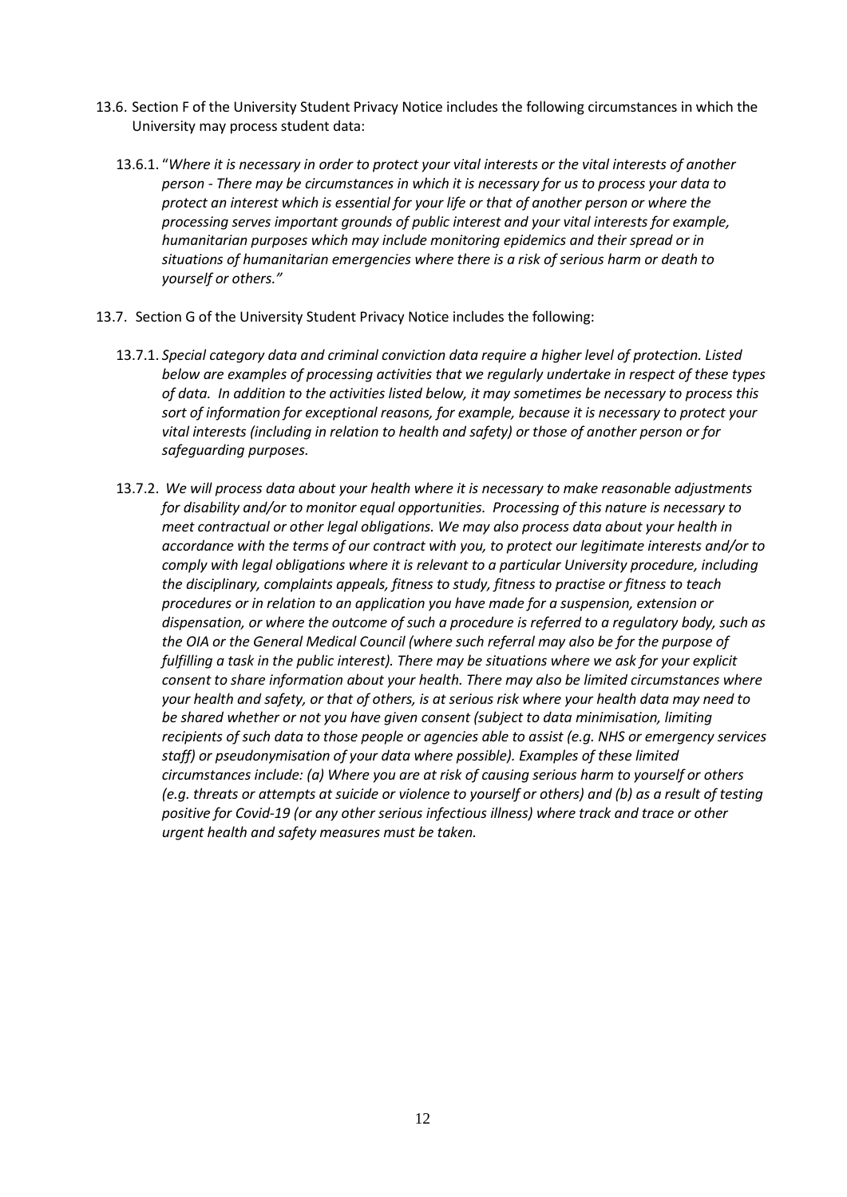13.6. Section F of the University Student Privacy Notice includes the following circumstances in which the University may process student data:

13.6.1. "*Where it is necessary in order to protect your vital interests or the vital interests of another person - There may be circumstances in which it is necessary for us to process your data to protect an interest which is essential for your life or that of another person or where the processing serves important grounds of public interest and your vital interests for example, humanitarian purposes which may include monitoring epidemics and their spread or in situations of humanitarian emergencies where there is a risk of serious harm or death to yourself or others.*"

13.7. Section G of the University Student Privacy Notice includes the following:

13.7.1. *Special category data and criminal conviction data require a higher level of protection. Listed below are examples of processing activities that we regularly undertake in respect of these types of data. In addition to the activities listed below, it may sometimes be necessary to process this sort of information for exceptional reasons, for example, because it is necessary to protect your vital interests (including in relation to health and safety) or those of another person or for safeguarding purposes.*

13.7.2. *We will process data about your health where it is necessary to make reasonable adjustments for disability and/or to monitor equal opportunities. Processing of this nature is necessary to meet contractual or other legal obligations. We may also process data about your health in accordance with the terms of our contract with you, to protect our legitimate interests and/or to comply with legal obligations where it is relevant to a particular University procedure, including the disciplinary, complaints appeals, fitness to study, fitness to practise or fitness to teach procedures or in relation to an application you have made for a suspension, extension or dispensation, or where the outcome of such a procedure is referred to a regulatory body, such as the OIA or the General Medical Council (where such referral may also be for the purpose of fulfilling a task in the public interest). There may be situations where we ask for your explicit consent to share information about your health. There may also be limited circumstances where your health and safety, or that of others, is at serious risk where your health data may need to be shared whether or not you have given consent (subject to data minimisation, limiting recipients of such data to those people or agencies able to assist (e.g. NHS or emergency services staff) or pseudonymisation of your data where possible). Examples of these limited circumstances include: (a) Where you are at risk of causing serious harm to yourself or others (e.g. threats or attempts at suicide or violence to yourself or others) and (b) as a result of testing positive for Covid-19 (or any other serious infectious illness) where track and trace or other urgent health and safety measures must be taken.*